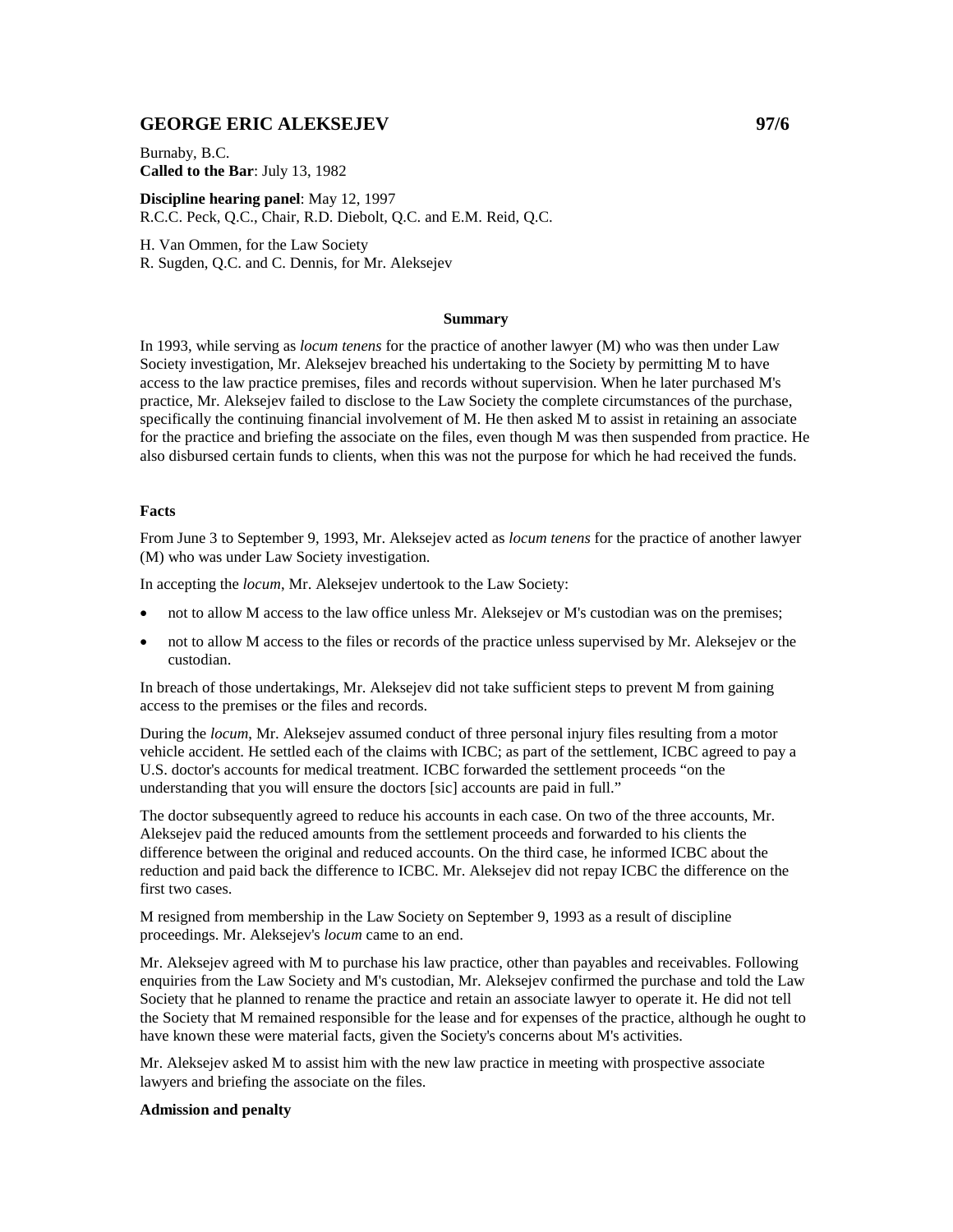# GEORGE ERIC ALEKSEJEV 97/6

Burnaby, B.C.
**Called to the Bar**: July 13, 1982

**Discipline hearing panel**: May 12, 1997
R.C.C. Peck, Q.C., Chair, R.D. Diebolt, Q.C. and E.M. Reid, Q.C.

H. Van Ommen, for the Law Society
R. Sugden, Q.C. and C. Dennis, for Mr. Aleksejev

## Summary

In 1993, while serving as *locum tenens* for the practice of another lawyer (M) who was then under Law Society investigation, Mr. Aleksejev breached his undertaking to the Society by permitting M to have access to the law practice premises, files and records without supervision. When he later purchased M's practice, Mr. Aleksejev failed to disclose to the Law Society the complete circumstances of the purchase, specifically the continuing financial involvement of M. He then asked M to assist in retaining an associate for the practice and briefing the associate on the files, even though M was then suspended from practice. He also disbursed certain funds to clients, when this was not the purpose for which he had received the funds.

### Facts

From June 3 to September 9, 1993, Mr. Aleksejev acted as *locum tenens* for the practice of another lawyer (M) who was under Law Society investigation.

In accepting the *locum*, Mr. Aleksejev undertook to the Law Society:

- not to allow M access to the law office unless Mr. Aleksejev or M's custodian was on the premises;
- not to allow M access to the files or records of the practice unless supervised by Mr. Aleksejev or the custodian.

In breach of those undertakings, Mr. Aleksejev did not take sufficient steps to prevent M from gaining access to the premises or the files and records.

During the *locum*, Mr. Aleksejev assumed conduct of three personal injury files resulting from a motor vehicle accident. He settled each of the claims with ICBC; as part of the settlement, ICBC agreed to pay a U.S. doctor's accounts for medical treatment. ICBC forwarded the settlement proceeds "on the understanding that you will ensure the doctors [sic] accounts are paid in full."

The doctor subsequently agreed to reduce his accounts in each case. On two of the three accounts, Mr. Aleksejev paid the reduced amounts from the settlement proceeds and forwarded to his clients the difference between the original and reduced accounts. On the third case, he informed ICBC about the reduction and paid back the difference to ICBC. Mr. Aleksejev did not repay ICBC the difference on the first two cases.

M resigned from membership in the Law Society on September 9, 1993 as a result of discipline proceedings. Mr. Aleksejev's *locum* came to an end.

Mr. Aleksejev agreed with M to purchase his law practice, other than payables and receivables. Following enquiries from the Law Society and M's custodian, Mr. Aleksejev confirmed the purchase and told the Law Society that he planned to rename the practice and retain an associate lawyer to operate it. He did not tell the Society that M remained responsible for the lease and for expenses of the practice, although he ought to have known these were material facts, given the Society's concerns about M's activities.

Mr. Aleksejev asked M to assist him with the new law practice in meeting with prospective associate lawyers and briefing the associate on the files.

### Admission and penalty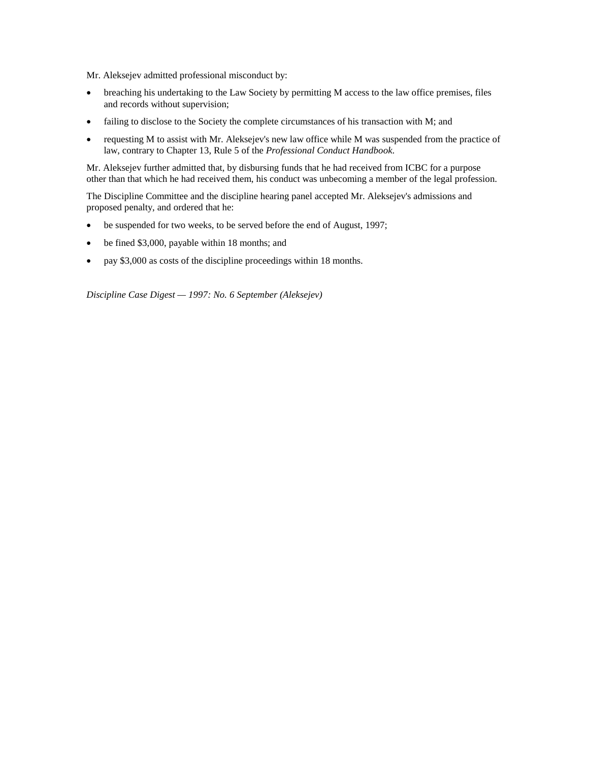Mr. Aleksejev admitted professional misconduct by:

- breaching his undertaking to the Law Society by permitting M access to the law office premises, files and records without supervision;
- failing to disclose to the Society the complete circumstances of his transaction with M; and
- requesting M to assist with Mr. Aleksejev's new law office while M was suspended from the practice of law, contrary to Chapter 13, Rule 5 of the *Professional Conduct Handbook*.

Mr. Aleksejev further admitted that, by disbursing funds that he had received from ICBC for a purpose other than that which he had received them, his conduct was unbecoming a member of the legal profession.

The Discipline Committee and the discipline hearing panel accepted Mr. Aleksejev's admissions and proposed penalty, and ordered that he:

- be suspended for two weeks, to be served before the end of August, 1997;
- be fined $3,000, payable within 18 months; and
- pay $3,000 as costs of the discipline proceedings within 18 months.

*Discipline Case Digest — 1997: No. 6 September (Aleksejev)*